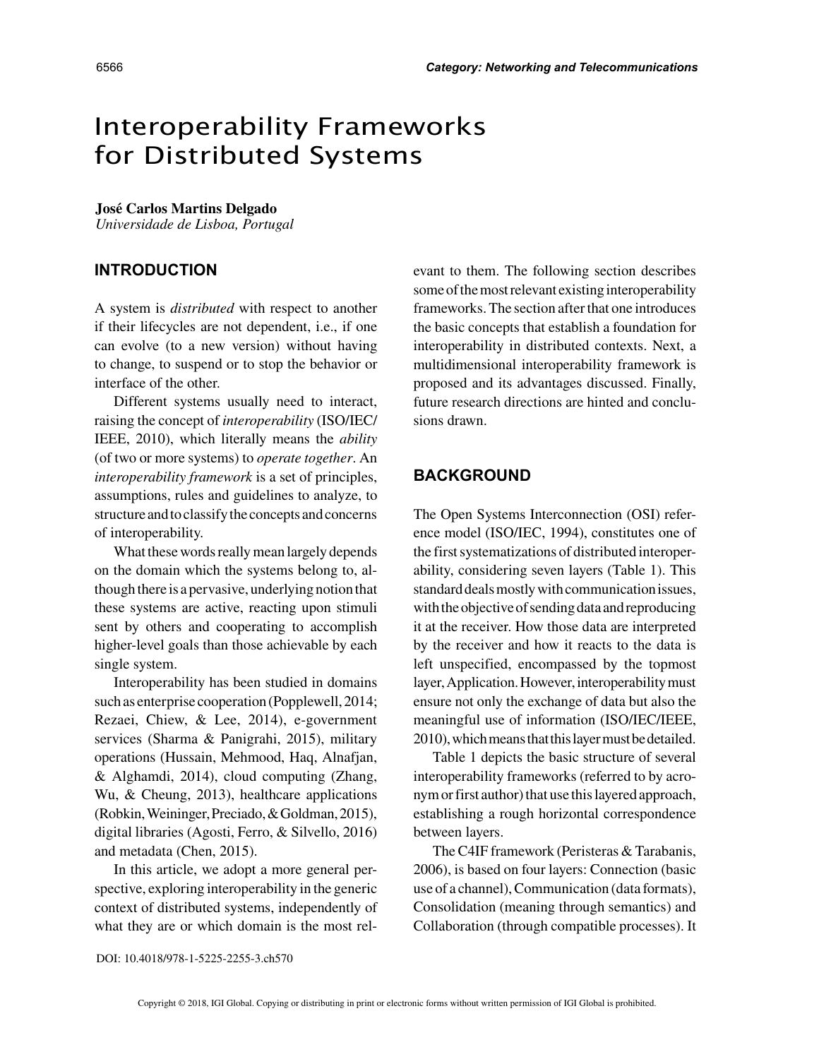# Interoperability Frameworks for Distributed Systems

**José Carlos Martins Delgado**
*Universidade de Lisboa, Portugal*

## INTRODUCTION

A system is *distributed* with respect to another if their lifecycles are not dependent, i.e., if one can evolve (to a new version) without having to change, to suspend or to stop the behavior or interface of the other.

Different systems usually need to interact, raising the concept of *interoperability* (ISO/IEC/IEEE, 2010), which literally means the *ability* (of two or more systems) to *operate together*. An *interoperability framework* is a set of principles, assumptions, rules and guidelines to analyze, to structure and to classify the concepts and concerns of interoperability.

What these words really mean largely depends on the domain which the systems belong to, although there is a pervasive, underlying notion that these systems are active, reacting upon stimuli sent by others and cooperating to accomplish higher-level goals than those achievable by each single system.

Interoperability has been studied in domains such as enterprise cooperation (Popplewell, 2014; Rezaei, Chiew, & Lee, 2014), e-government services (Sharma & Panigrahi, 2015), military operations (Hussain, Mehmood, Haq, Alnafjan, & Alghamdi, 2014), cloud computing (Zhang, Wu, & Cheung, 2013), healthcare applications (Robkin, Weininger, Preciado, & Goldman, 2015), digital libraries (Agosti, Ferro, & Silvello, 2016) and metadata (Chen, 2015).

In this article, we adopt a more general perspective, exploring interoperability in the generic context of distributed systems, independently of what they are or which domain is the most relevant to them. The following section describes some of the most relevant existing interoperability frameworks. The section after that one introduces the basic concepts that establish a foundation for interoperability in distributed contexts. Next, a multidimensional interoperability framework is proposed and its advantages discussed. Finally, future research directions are hinted and conclusions drawn.

## BACKGROUND

The Open Systems Interconnection (OSI) reference model (ISO/IEC, 1994), constitutes one of the first systematizations of distributed interoperability, considering seven layers (Table 1). This standard deals mostly with communication issues, with the objective of sending data and reproducing it at the receiver. How those data are interpreted by the receiver and how it reacts to the data is left unspecified, encompassed by the topmost layer, Application. However, interoperability must ensure not only the exchange of data but also the meaningful use of information (ISO/IEC/IEEE, 2010), which means that this layer must be detailed.

Table 1 depicts the basic structure of several interoperability frameworks (referred to by acronym or first author) that use this layered approach, establishing a rough horizontal correspondence between layers.

The C4IF framework (Peristeras & Tarabanis, 2006), is based on four layers: Connection (basic use of a channel), Communication (data formats), Consolidation (meaning through semantics) and Collaboration (through compatible processes). It

DOI: 10.4018/978-1-5225-2255-3.ch570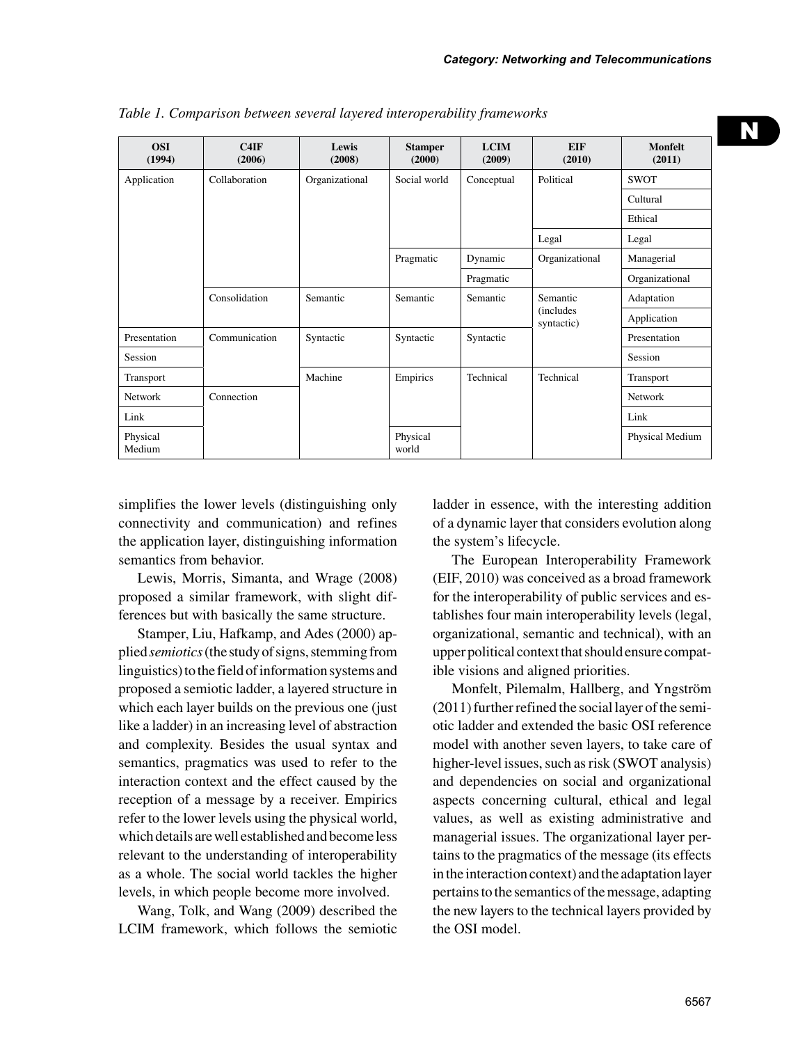Table 1. Comparison between several layered interoperability frameworks

| OSI (1994) | C4IF (2006) | Lewis (2008) | Stamper (2000) | LCIM (2009) | EIF (2010) | Monfelt (2011) |
|---|---|---|---|---|---|---|
| Application | Collaboration | Organizational | Social world | Conceptual | Political | SWOT |
| | | | | | | Cultural |
| | | | | | | Ethical |
| | | | | | Legal | Legal |
| | | | Pragmatic | Dynamic | Organizational | Managerial |
| | | | | Pragmatic | | Organizational |
| | Consolidation | Semantic | Semantic | Semantic | Semantic (includes syntactic) | Adaptation |
| | | | | | | Application |
| Presentation | Communication | Syntactic | Syntactic | Syntactic | | Presentation |
| Session | | | | | | Session |
| Transport | | Machine | Empirics | Technical | Technical | Transport |
| Network | Connection | | | | | Network |
| Link | | | | | | Link |
| Physical Medium | | | Physical world | | | Physical Medium |

simplifies the lower levels (distinguishing only connectivity and communication) and refines the application layer, distinguishing information semantics from behavior.

Lewis, Morris, Simanta, and Wrage (2008) proposed a similar framework, with slight differences but with basically the same structure.

Stamper, Liu, Hafkamp, and Ades (2000) applied *semiotics* (the study of signs, stemming from linguistics) to the field of information systems and proposed a semiotic ladder, a layered structure in which each layer builds on the previous one (just like a ladder) in an increasing level of abstraction and complexity. Besides the usual syntax and semantics, pragmatics was used to refer to the interaction context and the effect caused by the reception of a message by a receiver. Empirics refer to the lower levels using the physical world, which details are well established and become less relevant to the understanding of interoperability as a whole. The social world tackles the higher levels, in which people become more involved.

Wang, Tolk, and Wang (2009) described the LCIM framework, which follows the semiotic ladder in essence, with the interesting addition of a dynamic layer that considers evolution along the system's lifecycle.

The European Interoperability Framework (EIF, 2010) was conceived as a broad framework for the interoperability of public services and establishes four main interoperability levels (legal, organizational, semantic and technical), with an upper political context that should ensure compatible visions and aligned priorities.

Monfelt, Pilemalm, Hallberg, and Yngström (2011) further refined the social layer of the semiotic ladder and extended the basic OSI reference model with another seven layers, to take care of higher-level issues, such as risk (SWOT analysis) and dependencies on social and organizational aspects concerning cultural, ethical and legal values, as well as existing administrative and managerial issues. The organizational layer pertains to the pragmatics of the message (its effects in the interaction context) and the adaptation layer pertains to the semantics of the message, adapting the new layers to the technical layers provided by the OSI model.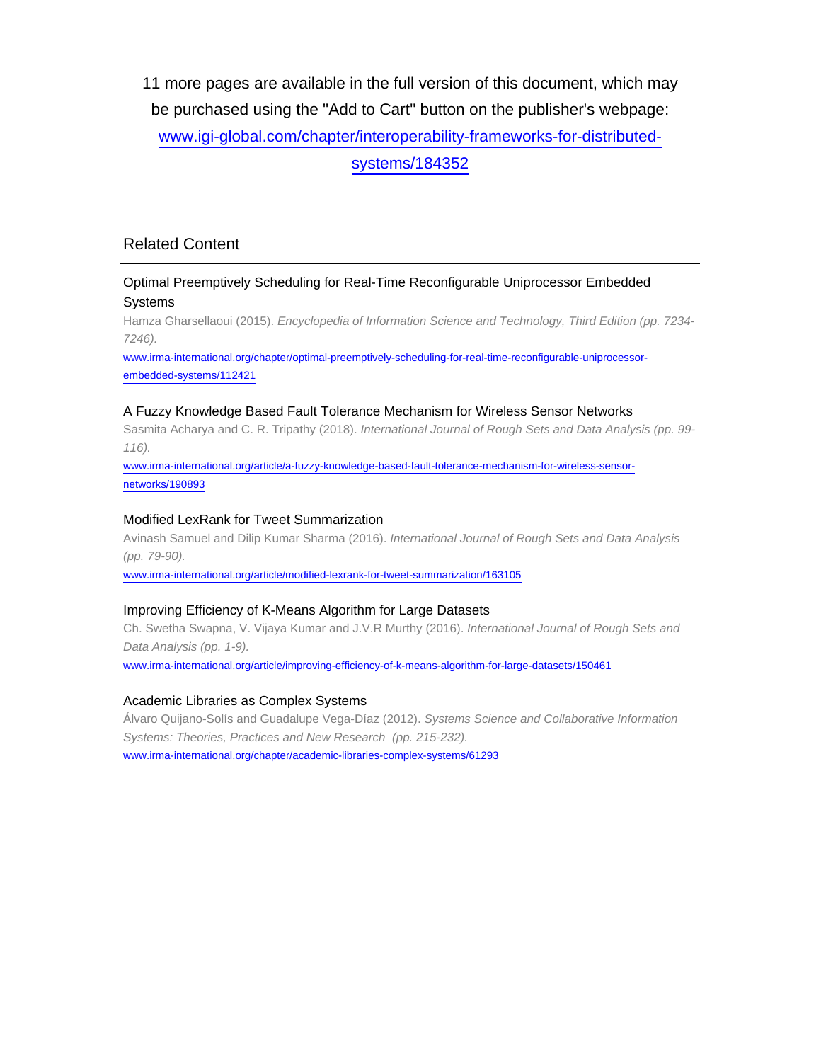11 more pages are available in the full version of this document, which may be purchased using the "Add to Cart" button on the publisher's webpage: [www.igi-global.com/chapter/interoperability-frameworks-for-distributed-systems/184352](www.igi-global.com/chapter/interoperability-frameworks-for-distributed-systems/184352)

## Related Content

### Optimal Preemptively Scheduling for Real-Time Reconfigurable Uniprocessor Embedded Systems

Hamza Gharsellaoui (2015). *Encyclopedia of Information Science and Technology, Third Edition (pp. 7234-7246).*

[www.irma-international.org/chapter/optimal-preemptively-scheduling-for-real-time-reconfigurable-uniprocessor-embedded-systems/112421](www.irma-international.org/chapter/optimal-preemptively-scheduling-for-real-time-reconfigurable-uniprocessor-embedded-systems/112421)

### A Fuzzy Knowledge Based Fault Tolerance Mechanism for Wireless Sensor Networks

Sasmita Acharya and C. R. Tripathy (2018). *International Journal of Rough Sets and Data Analysis (pp. 99-116).*

[www.irma-international.org/article/a-fuzzy-knowledge-based-fault-tolerance-mechanism-for-wireless-sensor-networks/190893](www.irma-international.org/article/a-fuzzy-knowledge-based-fault-tolerance-mechanism-for-wireless-sensor-networks/190893)

### Modified LexRank for Tweet Summarization

Avinash Samuel and Dilip Kumar Sharma (2016). *International Journal of Rough Sets and Data Analysis (pp. 79-90).*

[www.irma-international.org/article/modified-lexrank-for-tweet-summarization/163105](www.irma-international.org/article/modified-lexrank-for-tweet-summarization/163105)

### Improving Efficiency of K-Means Algorithm for Large Datasets

Ch. Swetha Swapna, V. Vijaya Kumar and J.V.R Murthy (2016). *International Journal of Rough Sets and Data Analysis (pp. 1-9).*

[www.irma-international.org/article/improving-efficiency-of-k-means-algorithm-for-large-datasets/150461](www.irma-international.org/article/improving-efficiency-of-k-means-algorithm-for-large-datasets/150461)

### Academic Libraries as Complex Systems

Álvaro Quijano-Solís and Guadalupe Vega-Díaz (2012). *Systems Science and Collaborative Information Systems: Theories, Practices and New Research (pp. 215-232).*

[www.irma-international.org/chapter/academic-libraries-complex-systems/61293](www.irma-international.org/chapter/academic-libraries-complex-systems/61293)